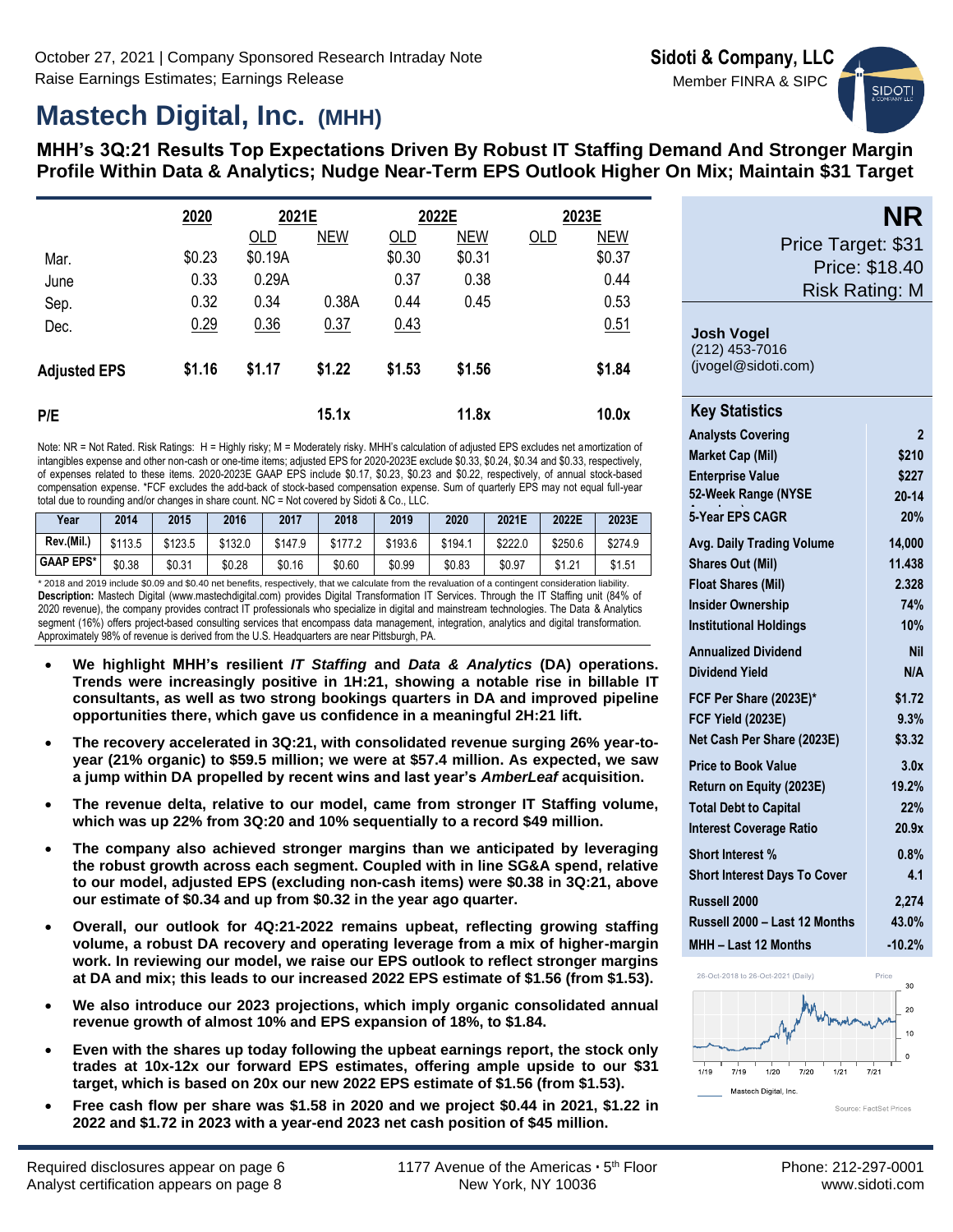October 27, 2021 | Company Sponsored Research Intraday Note
Raise Earnings Estimates; Earnings Release

**Sidoti & Company, LLC**
Member FINRA & SIPC

# Mastech Digital, Inc. (MHH)

## MHH's 3Q:21 Results Top Expectations Driven By Robust IT Staffing Demand And Stronger Margin Profile Within Data & Analytics; Nudge Near-Term EPS Outlook Higher On Mix; Maintain $31 Target

| | 2020 | 2021E | | 2022E | | 2023E | |
|---|---|---|---|---|---|---|---|
| | | OLD | NEW | OLD | NEW | OLD | NEW |
| Mar. | $0.23 | $0.19A | | $0.30 | $0.31 | | $0.37 |
| June | 0.33 | 0.29A | | 0.37 | 0.38 | | 0.44 |
| Sep. | 0.32 | 0.34 | 0.38A | 0.44 | 0.45 | | 0.53 |
| Dec. | 0.29 | 0.36 | 0.37 | 0.43 | | | 0.51 |
| **Adjusted EPS** | **$1.16** | **$1.17** | **$1.22** | **$1.53** | **$1.56** | | **$1.84** |
| **P/E** | | | **15.1x** | | **11.8x** | | **10.0x** |

Note: NR = Not Rated. Risk Ratings: H = Highly risky; M = Moderately risky. MHH's calculation of adjusted EPS excludes net amortization of intangibles expense and other non-cash or one-time items; adjusted EPS for 2020-2023E exclude $0.33, $0.24, $0.34 and $0.33, respectively, of expenses related to these items. 2020-2023E GAAP EPS include $0.17, $0.23, $0.23 and $0.22, respectively, of annual stock-based compensation expense. *FCF excludes the add-back of stock-based compensation expense. Sum of quarterly EPS may not equal full-year total due to rounding and/or changes in share count. NC = Not covered by Sidoti & Co., LLC.

| Year | 2014 | 2015 | 2016 | 2017 | 2018 | 2019 | 2020 | 2021E | 2022E | 2023E |
|---|---|---|---|---|---|---|---|---|---|---|
| Rev.(Mil.) | $113.5 | $123.5 | $132.0 | $147.9 | $177.2 | $193.6 | $194.1 | $222.0 | $250.6 | $274.9 |
| GAAP EPS* | $0.38 | $0.31 | $0.28 | $0.16 | $0.60 | $0.99 | $0.83 | $0.97 | $1.21 | $1.51 |

\* 2018 and 2019 include $0.09 and $0.40 net benefits, respectively, that we calculate from the revaluation of a contingent consideration liability.

**Description:** Mastech Digital (www.mastechdigital.com) provides Digital Transformation IT Services. Through the IT Staffing unit (84% of 2020 revenue), the company provides contract IT professionals who specialize in digital and mainstream technologies. The Data & Analytics segment (16%) offers project-based consulting services that encompass data management, integration, analytics and digital transformation. Approximately 98% of revenue is derived from the U.S. Headquarters are near Pittsburgh, PA.

- **We highlight MHH's resilient *IT Staffing* and *Data & Analytics* (DA) operations. Trends were increasingly positive in 1H:21, showing a notable rise in billable IT consultants, as well as two strong bookings quarters in DA and improved pipeline opportunities there, which gave us confidence in a meaningful 2H:21 lift.**
- **The recovery accelerated in 3Q:21, with consolidated revenue surging 26% year-to-year (21% organic) to $59.5 million; we were at $57.4 million. As expected, we saw a jump within DA propelled by recent wins and last year's *AmberLeaf* acquisition.**
- **The revenue delta, relative to our model, came from stronger IT Staffing volume, which was up 22% from 3Q:20 and 10% sequentially to a record $49 million.**
- **The company also achieved stronger margins than we anticipated by leveraging the robust growth across each segment. Coupled with in line SG&A spend, relative to our model, adjusted EPS (excluding non-cash items) were $0.38 in 3Q:21, above our estimate of $0.34 and up from $0.32 in the year ago quarter.**
- **Overall, our outlook for 4Q:21-2022 remains upbeat, reflecting growing staffing volume, a robust DA recovery and operating leverage from a mix of higher-margin work. In reviewing our model, we raise our EPS outlook to reflect stronger margins at DA and mix; this leads to our increased 2022 EPS estimate of $1.56 (from $1.53).**
- **We also introduce our 2023 projections, which imply organic consolidated annual revenue growth of almost 10% and EPS expansion of 18%, to $1.84.**
- **Even with the shares up today following the upbeat earnings report, the stock only trades at 10x-12x our forward EPS estimates, offering ample upside to our $31 target, which is based on 20x our new 2022 EPS estimate of $1.56 (from $1.53).**
- **Free cash flow per share was $1.58 in 2020 and we project $0.44 in 2021, $1.22 in 2022 and $1.72 in 2023 with a year-end 2023 net cash position of $45 million.**

**NR**
Price Target: $31
Price: $18.40
Risk Rating: M

**Josh Vogel**
(212) 453-7016
(jvogel@sidoti.com)

**Key Statistics**

| | |
|---|---|
| Analysts Covering | 2 |
| Market Cap (Mil) | $210 |
| Enterprise Value | $227 |
| 52-Week Range (NYSE | 20-14 |
| 5-Year EPS CAGR | 20% |
| Avg. Daily Trading Volume | 14,000 |
| Shares Out (Mil) | 11.438 |
| Float Shares (Mil) | 2.328 |
| Insider Ownership | 74% |
| Institutional Holdings | 10% |
| Annualized Dividend | Nil |
| Dividend Yield | N/A |
| FCF Per Share (2023E)* | $1.72 |
| FCF Yield (2023E) | 9.3% |
| Net Cash Per Share (2023E) | $3.32 |
| Price to Book Value | 3.0x |
| Return on Equity (2023E) | 19.2% |
| Total Debt to Capital | 22% |
| Interest Coverage Ratio | 20.9x |
| Short Interest % | 0.8% |
| Short Interest Days To Cover | 4.1 |
| Russell 2000 | 2,274 |
| Russell 2000 – Last 12 Months | 43.0% |
| MHH – Last 12 Months | -10.2% |

26-Oct-2018 to 26-Oct-2021 (Daily) — Mastech Digital, Inc.
Source: FactSet Prices

Required disclosures appear on page 6
Analyst certification appears on page 8

1177 Avenue of the Americas • 5th Floor
New York, NY 10036

Phone: 212-297-0001
www.sidoti.com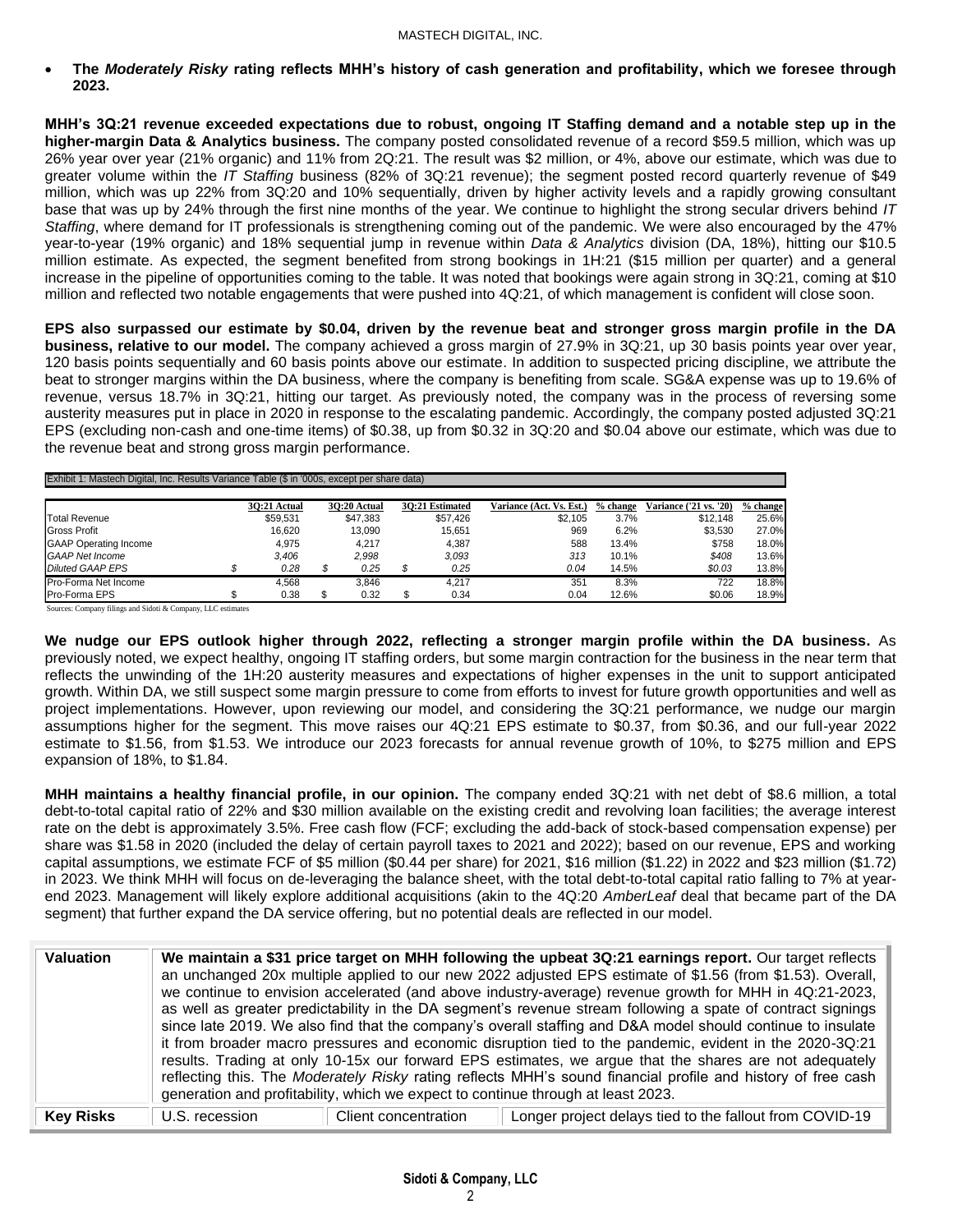- **The *Moderately Risky* rating reflects MHH's history of cash generation and profitability, which we foresee through 2023.**

**MHH's 3Q:21 revenue exceeded expectations due to robust, ongoing IT Staffing demand and a notable step up in the higher-margin Data & Analytics business.** The company posted consolidated revenue of a record $59.5 million, which was up 26% year over year (21% organic) and 11% from 2Q:21. The result was $2 million, or 4%, above our estimate, which was due to greater volume within the *IT Staffing* business (82% of 3Q:21 revenue); the segment posted record quarterly revenue of $49 million, which was up 22% from 3Q:20 and 10% sequentially, driven by higher activity levels and a rapidly growing consultant base that was up by 24% through the first nine months of the year. We continue to highlight the strong secular drivers behind *IT Staffing*, where demand for IT professionals is strengthening coming out of the pandemic. We were also encouraged by the 47% year-to-year (19% organic) and 18% sequential jump in revenue within *Data & Analytics* division (DA, 18%), hitting our $10.5 million estimate. As expected, the segment benefited from strong bookings in 1H:21 ($15 million per quarter) and a general increase in the pipeline of opportunities coming to the table. It was noted that bookings were again strong in 3Q:21, coming at $10 million and reflected two notable engagements that were pushed into 4Q:21, of which management is confident will close soon.

**EPS also surpassed our estimate by $0.04, driven by the revenue beat and stronger gross margin profile in the DA business, relative to our model.** The company achieved a gross margin of 27.9% in 3Q:21, up 30 basis points year over year, 120 basis points sequentially and 60 basis points above our estimate. In addition to suspected pricing discipline, we attribute the beat to stronger margins within the DA business, where the company is benefiting from scale. SG&A expense was up to 19.6% of revenue, versus 18.7% in 3Q:21, hitting our target. As previously noted, the company was in the process of reversing some austerity measures put in place in 2020 in response to the escalating pandemic. Accordingly, the company posted adjusted 3Q:21 EPS (excluding non-cash and one-time items) of $0.38, up from $0.32 in 3Q:20 and $0.04 above our estimate, which was due to the revenue beat and strong gross margin performance.

Exhibit 1: Mastech Digital, Inc. Results Variance Table ($ in '000s, except per share data)

| | 3Q:21 Actual | 3Q:20 Actual | 3Q:21 Estimated | Variance (Act. Vs. Est.) | % change | Variance ('21 vs. '20) | % change |
|---|---|---|---|---|---|---|---|
| Total Revenue | $59,531 | $47,383 | $57,426 | $2,105 | 3.7% | $12,148 | 25.6% |
| Gross Profit | 16,620 | 13,090 | 15,651 | 969 | 6.2% | $3,530 | 27.0% |
| GAAP Operating Income | 4,975 | 4,217 | 4,387 | 588 | 13.4% | $758 | 18.0% |
| *GAAP Net Income* | *3,406* | *2,998* | *3,093* | *313* | *10.1%* | *$408* | *13.6%* |
| *Diluted GAAP EPS* | *$ 0.28* | *$ 0.25* | *$ 0.25* | *0.04* | *14.5%* | *$0.03* | *13.8%* |
| Pro-Forma Net Income | 4,568 | 3,846 | 4,217 | 351 | 8.3% | 722 | 18.8% |
| Pro-Forma EPS | $ 0.38 | $ 0.32 | $ 0.34 | 0.04 | 12.6% | $0.06 | 18.9% |

Sources: Company filings and Sidoti & Company, LLC estimates

**We nudge our EPS outlook higher through 2022, reflecting a stronger margin profile within the DA business.** As previously noted, we expect healthy, ongoing IT staffing orders, but some margin contraction for the business in the near term that reflects the unwinding of the 1H:20 austerity measures and expectations of higher expenses in the unit to support anticipated growth. Within DA, we still suspect some margin pressure to come from efforts to invest for future growth opportunities and well as project implementations. However, upon reviewing our model, and considering the 3Q:21 performance, we nudge our margin assumptions higher for the segment. This move raises our 4Q:21 EPS estimate to $0.37, from $0.36, and our full-year 2022 estimate to $1.56, from $1.53. We introduce our 2023 forecasts for annual revenue growth of 10%, to $275 million and EPS expansion of 18%, to $1.84.

**MHH maintains a healthy financial profile, in our opinion.** The company ended 3Q:21 with net debt of $8.6 million, a total debt-to-total capital ratio of 22% and $30 million available on the existing credit and revolving loan facilities; the average interest rate on the debt is approximately 3.5%. Free cash flow (FCF; excluding the add-back of stock-based compensation expense) per share was $1.58 in 2020 (included the delay of certain payroll taxes to 2021 and 2022); based on our revenue, EPS and working capital assumptions, we estimate FCF of $5 million ($0.44 per share) for 2021, $16 million ($1.22) in 2022 and $23 million ($1.72) in 2023. We think MHH will focus on de-leveraging the balance sheet, with the total debt-to-total capital ratio falling to 7% at year-end 2023. Management will likely explore additional acquisitions (akin to the 4Q:20 *AmberLeaf* deal that became part of the DA segment) that further expand the DA service offering, but no potential deals are reflected in our model.

| | | | |
|---|---|---|---|
| **Valuation** | **We maintain a $31 price target on MHH following the upbeat 3Q:21 earnings report.** Our target reflects an unchanged 20x multiple applied to our new 2022 adjusted EPS estimate of $1.56 (from $1.53). Overall, we continue to envision accelerated (and above industry-average) revenue growth for MHH in 4Q:21-2023, as well as greater predictability in the DA segment's revenue stream following a spate of contract signings since late 2019. We also find that the company's overall staffing and D&A model should continue to insulate it from broader macro pressures and economic disruption tied to the pandemic, evident in the 2020-3Q:21 results. Trading at only 10-15x our forward EPS estimates, we argue that the shares are not adequately reflecting this. The *Moderately Risky* rating reflects MHH's sound financial profile and history of free cash generation and profitability, which we expect to continue through at least 2023. | | |
| **Key Risks** | U.S. recession | Client concentration | Longer project delays tied to the fallout from COVID-19 |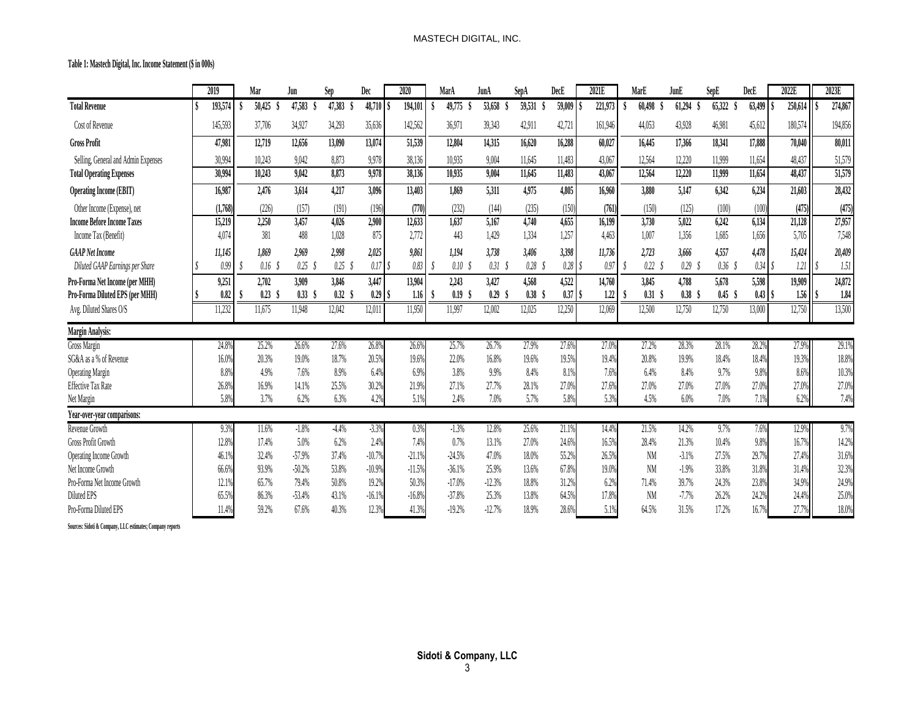**Table 1: Mastech Digital, Inc. Income Statement ($ in 000s)**

| | 2019 | Mar | Jun | Sep | Dec | 2020 | MarA | JunA | SepA | DecE | 2021E | MarE | JunE | SepE | DecE | 2022E | 2023E |
|---|---|---|---|---|---|---|---|---|---|---|---|---|---|---|---|---|---|
| **Total Revenue** | $ 193,574 | $ 50,425 | $ 47,583 | $ 47,383 | $ 48,710 | $ 194,101 | $ 49,775 | $ 53,658 | $ 59,531 | $ 59,009 | $ 221,973 | $ 60,498 | $ 61,294 | $ 65,322 | $ 63,499 | $ 250,614 | $ 274,867 |
| Cost of Revenue | 145,593 | 37,706 | 34,927 | 34,293 | 35,636 | 142,562 | 36,971 | 39,343 | 42,911 | 42,721 | 161,946 | 44,053 | 43,928 | 46,981 | 45,612 | 180,574 | 194,856 |
| **Gross Profit** | **47,981** | **12,719** | **12,656** | **13,090** | **13,074** | **51,539** | **12,804** | **14,315** | **16,620** | **16,288** | **60,027** | **16,445** | **17,366** | **18,341** | **17,888** | **70,040** | **80,011** |
| Selling, General and Admin Expenses | 30,994 | 10,243 | 9,042 | 8,873 | 9,978 | 38,136 | 10,935 | 9,004 | 11,645 | 11,483 | 43,067 | 12,564 | 12,220 | 11,999 | 11,654 | 48,437 | 51,579 |
| **Total Operating Expenses** | **30,994** | **10,243** | **9,042** | **8,873** | **9,978** | **38,136** | **10,935** | **9,004** | **11,645** | **11,483** | **43,067** | **12,564** | **12,220** | **11,999** | **11,654** | **48,437** | **51,579** |
| **Operating Income (EBIT)** | **16,987** | **2,476** | **3,614** | **4,217** | **3,096** | **13,403** | **1,869** | **5,311** | **4,975** | **4,805** | **16,960** | **3,880** | **5,147** | **6,342** | **6,234** | **21,603** | **28,432** |
| Other Income (Expense), net | (1,768) | (226) | (157) | (191) | (196) | (770) | (232) | (144) | (235) | (150) | (761) | (150) | (125) | (100) | (100) | (475) | (475) |
| **Income Before Income Taxes** | **15,219** | **2,250** | **3,457** | **4,026** | **2,900** | **12,633** | **1,637** | **5,167** | **4,740** | **4,655** | **16,199** | **3,730** | **5,022** | **6,242** | **6,134** | **21,128** | **27,957** |
| Income Tax (Benefit) | 4,074 | 381 | 488 | 1,028 | 875 | 2,772 | 443 | 1,429 | 1,334 | 1,257 | 4,463 | 1,007 | 1,356 | 1,685 | 1,656 | 5,705 | 7,548 |
| ***GAAP Net Income*** | ***11,145*** | ***1,869*** | ***2,969*** | ***2,998*** | ***2,025*** | ***9,861*** | ***1,194*** | ***3,738*** | ***3,406*** | ***3,398*** | ***11,736*** | ***2,723*** | ***3,666*** | ***4,557*** | ***4,478*** | ***15,424*** | ***20,409*** |
| *Diluted GAAP Earnings per Share* | *$ 0.99* | *$ 0.16* | *$ 0.25* | *$ 0.25* | *$ 0.17* | *$ 0.83* | *$ 0.10* | *$ 0.31* | *$ 0.28* | *$ 0.28* | *$ 0.97* | *$ 0.22* | *$ 0.29* | *$ 0.36* | *$ 0.34* | *$ 1.21* | *$ 1.51* |
| **Pro-Forma Net Income (per MHH)** | **9,251** | **2,702** | **3,909** | **3,846** | **3,447** | **13,904** | **2,243** | **3,427** | **4,568** | **4,522** | **14,760** | **3,845** | **4,788** | **5,678** | **5,598** | **19,909** | **24,872** |
| **Pro-Forma Diluted EPS (per MHH)** | **$ 0.82** | **$ 0.23** | **$ 0.33** | **$ 0.32** | **$ 0.29** | **$ 1.16** | **$ 0.19** | **$ 0.29** | **$ 0.38** | **$ 0.37** | **$ 1.22** | **$ 0.31** | **$ 0.38** | **$ 0.45** | **$ 0.43** | **$ 1.56** | **$ 1.84** |
| Avg. Diluted Shares O/S | 11,232 | 11,675 | 11,948 | 12,042 | 12,011 | 11,950 | 11,997 | 12,002 | 12,025 | 12,250 | 12,069 | 12,500 | 12,750 | 12,750 | 13,000 | 12,750 | 13,500 |
| **Margin Analysis:** | | | | | | | | | | | | | | | | | |
| Gross Margin | 24.8% | 25.2% | 26.6% | 27.6% | 26.8% | 26.6% | 25.7% | 26.7% | 27.9% | 27.6% | 27.0% | 27.2% | 28.3% | 28.1% | 28.2% | 27.9% | 29.1% |
| SG&A as a % of Revenue | 16.0% | 20.3% | 19.0% | 18.7% | 20.5% | 19.6% | 22.0% | 16.8% | 19.6% | 19.5% | 19.4% | 20.8% | 19.9% | 18.4% | 18.4% | 19.3% | 18.8% |
| Operating Margin | 8.8% | 4.9% | 7.6% | 8.9% | 6.4% | 6.9% | 3.8% | 9.9% | 8.4% | 8.1% | 7.6% | 6.4% | 8.4% | 9.7% | 9.8% | 8.6% | 10.3% |
| Effective Tax Rate | 26.8% | 16.9% | 14.1% | 25.5% | 30.2% | 21.9% | 27.1% | 27.7% | 28.1% | 27.0% | 27.6% | 27.0% | 27.0% | 27.0% | 27.0% | 27.0% | 27.0% |
| Net Margin | 5.8% | 3.7% | 6.2% | 6.3% | 4.2% | 5.1% | 2.4% | 7.0% | 5.7% | 5.8% | 5.3% | 4.5% | 6.0% | 7.0% | 7.1% | 6.2% | 7.4% |
| **Year-over-year comparisons:** | | | | | | | | | | | | | | | | | |
| Revenue Growth | 9.3% | 11.6% | -1.8% | -4.4% | -3.3% | 0.3% | -1.3% | 12.8% | 25.6% | 21.1% | 14.4% | 21.5% | 14.2% | 9.7% | 7.6% | 12.9% | 9.7% |
| Gross Profit Growth | 12.8% | 17.4% | 5.0% | 6.2% | 2.4% | 7.4% | 0.7% | 13.1% | 27.0% | 24.6% | 16.5% | 28.4% | 21.3% | 10.4% | 9.8% | 16.7% | 14.2% |
| Operating Income Growth | 46.1% | 32.4% | -57.9% | 37.4% | -10.7% | -21.1% | -24.5% | 47.0% | 18.0% | 55.2% | 26.5% | NM | -3.1% | 27.5% | 29.7% | 27.4% | 31.6% |
| Net Income Growth | 66.6% | 93.9% | -50.2% | 53.8% | -10.9% | -11.5% | -36.1% | 25.9% | 13.6% | 67.8% | 19.0% | NM | -1.9% | 33.8% | 31.8% | 31.4% | 32.3% |
| Pro-Forma Net Income Growth | 12.1% | 65.7% | 79.4% | 50.8% | 19.2% | 50.3% | -17.0% | -12.3% | 18.8% | 31.2% | 6.2% | 71.4% | 39.7% | 24.3% | 23.8% | 34.9% | 24.9% |
| Diluted EPS | 65.5% | 86.3% | -53.4% | 43.1% | -16.1% | -16.8% | -37.8% | 25.3% | 13.8% | 64.5% | 17.8% | NM | -7.7% | 26.2% | 24.2% | 24.4% | 25.0% |
| Pro-Forma Diluted EPS | 11.4% | 59.2% | 67.6% | 40.3% | 12.3% | 41.3% | -19.2% | -12.7% | 18.9% | 28.6% | 5.1% | 64.5% | 31.5% | 17.2% | 16.7% | 27.7% | 18.0% |

**Sources: Sidoti & Company, LLC estimates; Company reports**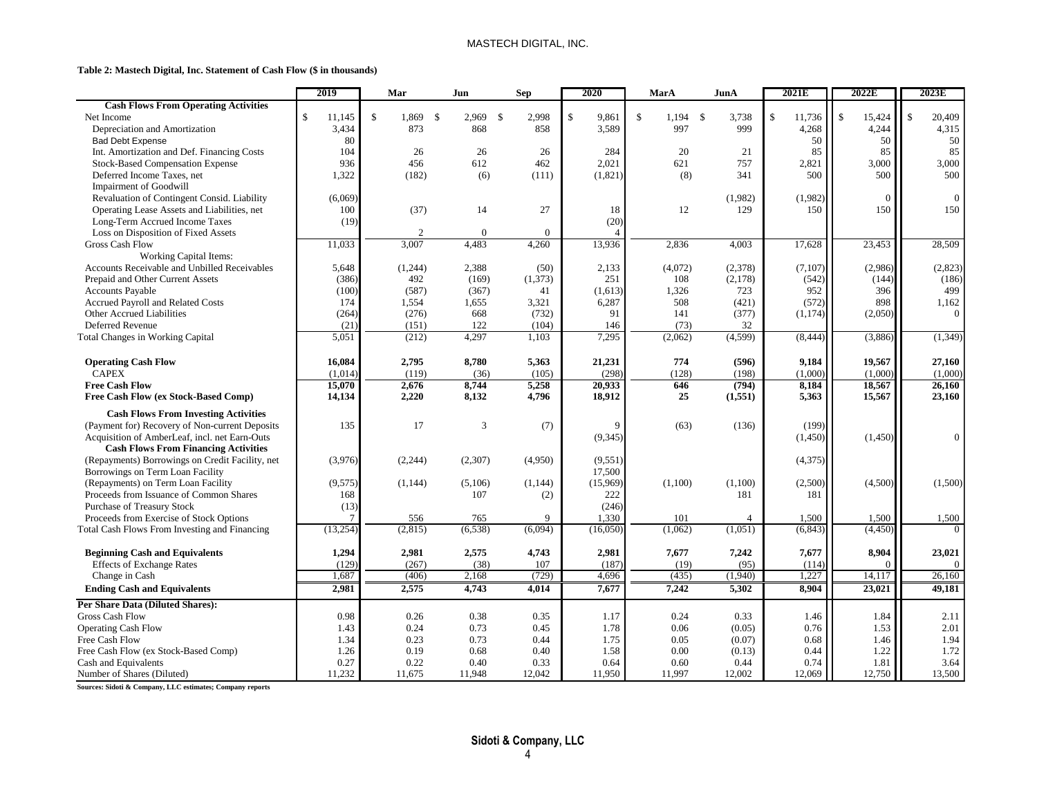**Table 2: Mastech Digital, Inc. Statement of Cash Flow ($ in thousands)**

| | 2019 | Mar | Jun | Sep | 2020 | MarA | JunA | 2021E | 2022E | 2023E |
|---|---|---|---|---|---|---|---|---|---|---|
| **Cash Flows From Operating Activities** | | | | | | | | | | |
| Net Income | $ 11,145 | $ 1,869 | $ 2,969 | $ 2,998 | $ 9,861 | $ 1,194 | $ 3,738 | $ 11,736 | $ 15,424 | $ 20,409 |
| Depreciation and Amortization | 3,434 | 873 | 868 | 858 | 3,589 | 997 | 999 | 4,268 | 4,244 | 4,315 |
| Bad Debt Expense | 80 | | | | | | | 50 | 50 | 50 |
| Int. Amortization and Def. Financing Costs | 104 | 26 | 26 | 26 | 284 | 20 | 21 | 85 | 85 | 85 |
| Stock-Based Compensation Expense | 936 | 456 | 612 | 462 | 2,021 | 621 | 757 | 2,821 | 3,000 | 3,000 |
| Deferred Income Taxes, net | 1,322 | (182) | (6) | (111) | (1,821) | (8) | 341 | 500 | 500 | 500 |
| Impairment of Goodwill | | | | | | | | | | |
| Revaluation of Contingent Consid. Liability | (6,069) | | | | | | (1,982) | (1,982) | 0 | 0 |
| Operating Lease Assets and Liabilities, net | 100 | (37) | 14 | 27 | 18 | 12 | 129 | 150 | 150 | 150 |
| Long-Term Accrued Income Taxes | (19) | | | | (20) | | | | | |
| Loss on Disposition of Fixed Assets | | 2 | 0 | 0 | 4 | | | | | |
| Gross Cash Flow | 11,033 | 3,007 | 4,483 | 4,260 | 13,936 | 2,836 | 4,003 | 17,628 | 23,453 | 28,509 |
| Working Capital Items: | | | | | | | | | | |
| Accounts Receivable and Unbilled Receivables | 5,648 | (1,244) | 2,388 | (50) | 2,133 | (4,072) | (2,378) | (7,107) | (2,986) | (2,823) |
| Prepaid and Other Current Assets | (386) | 492 | (169) | (1,373) | 251 | 108 | (2,178) | (542) | (144) | (186) |
| Accounts Payable | (100) | (587) | (367) | 41 | (1,613) | 1,326 | 723 | 952 | 396 | 499 |
| Accrued Payroll and Related Costs | 174 | 1,554 | 1,655 | 3,321 | 6,287 | 508 | (421) | (572) | 898 | 1,162 |
| Other Accrued Liabilities | (264) | (276) | 668 | (732) | 91 | 141 | (377) | (1,174) | (2,050) | 0 |
| Deferred Revenue | (21) | (151) | 122 | (104) | 146 | (73) | 32 | | | |
| Total Changes in Working Capital | 5,051 | (212) | 4,297 | 1,103 | 7,295 | (2,062) | (4,599) | (8,444) | (3,886) | (1,349) |
| **Operating Cash Flow** | **16,084** | **2,795** | **8,780** | **5,363** | **21,231** | **774** | **(596)** | **9,184** | **19,567** | **27,160** |
| CAPEX | (1,014) | (119) | (36) | (105) | (298) | (128) | (198) | (1,000) | (1,000) | (1,000) |
| **Free Cash Flow** | **15,070** | **2,676** | **8,744** | **5,258** | **20,933** | **646** | **(794)** | **8,184** | **18,567** | **26,160** |
| **Free Cash Flow (ex Stock-Based Comp)** | **14,134** | **2,220** | **8,132** | **4,796** | **18,912** | **25** | **(1,551)** | **5,363** | **15,567** | **23,160** |
| **Cash Flows From Investing Activities** | | | | | | | | | | |
| (Payment for) Recovery of Non-current Deposits | 135 | 17 | 3 | (7) | 9 | (63) | (136) | (199) | | |
| Acquisition of AmberLeaf, incl. net Earn-Outs | | | | | (9,345) | | | (1,450) | (1,450) | 0 |
| **Cash Flows From Financing Activities** | | | | | | | | | | |
| (Repayments) Borrowings on Credit Facility, net | (3,976) | (2,244) | (2,307) | (4,950) | (9,551) | | | (4,375) | | |
| Borrowings on Term Loan Facility | | | | | 17,500 | | | | | |
| (Repayments) on Term Loan Facility | (9,575) | (1,144) | (5,106) | (1,144) | (15,969) | (1,100) | (1,100) | (2,500) | (4,500) | (1,500) |
| Proceeds from Issuance of Common Shares | 168 | | 107 | (2) | 222 | | 181 | 181 | | |
| Purchase of Treasury Stock | (13) | | | | (246) | | | | | |
| Proceeds from Exercise of Stock Options | 7 | 556 | 765 | 9 | 1,330 | 101 | 4 | 1,500 | 1,500 | 1,500 |
| Total Cash Flows From Investing and Financing | (13,254) | (2,815) | (6,538) | (6,094) | (16,050) | (1,062) | (1,051) | (6,843) | (4,450) | 0 |
| **Beginning Cash and Equivalents** | **1,294** | **2,981** | **2,575** | **4,743** | **2,981** | **7,677** | **7,242** | **7,677** | **8,904** | **23,021** |
| Effects of Exchange Rates | (129) | (267) | (38) | 107 | (187) | (19) | (95) | (114) | 0 | 0 |
| Change in Cash | 1,687 | (406) | 2,168 | (729) | 4,696 | (435) | (1,940) | 1,227 | 14,117 | 26,160 |
| **Ending Cash and Equivalents** | **2,981** | **2,575** | **4,743** | **4,014** | **7,677** | **7,242** | **5,302** | **8,904** | **23,021** | **49,181** |
| **Per Share Data (Diluted Shares):** | | | | | | | | | | |
| Gross Cash Flow | 0.98 | 0.26 | 0.38 | 0.35 | 1.17 | 0.24 | 0.33 | 1.46 | 1.84 | 2.11 |
| Operating Cash Flow | 1.43 | 0.24 | 0.73 | 0.45 | 1.78 | 0.06 | (0.05) | 0.76 | 1.53 | 2.01 |
| Free Cash Flow | 1.34 | 0.23 | 0.73 | 0.44 | 1.75 | 0.05 | (0.07) | 0.68 | 1.46 | 1.94 |
| Free Cash Flow (ex Stock-Based Comp) | 1.26 | 0.19 | 0.68 | 0.40 | 1.58 | 0.00 | (0.13) | 0.44 | 1.22 | 1.72 |
| Cash and Equivalents | 0.27 | 0.22 | 0.40 | 0.33 | 0.64 | 0.60 | 0.44 | 0.74 | 1.81 | 3.64 |
| Number of Shares (Diluted) | 11,232 | 11,675 | 11,948 | 12,042 | 11,950 | 11,997 | 12,002 | 12,069 | 12,750 | 13,500 |

**Sources: Sidoti & Company, LLC estimates; Company reports**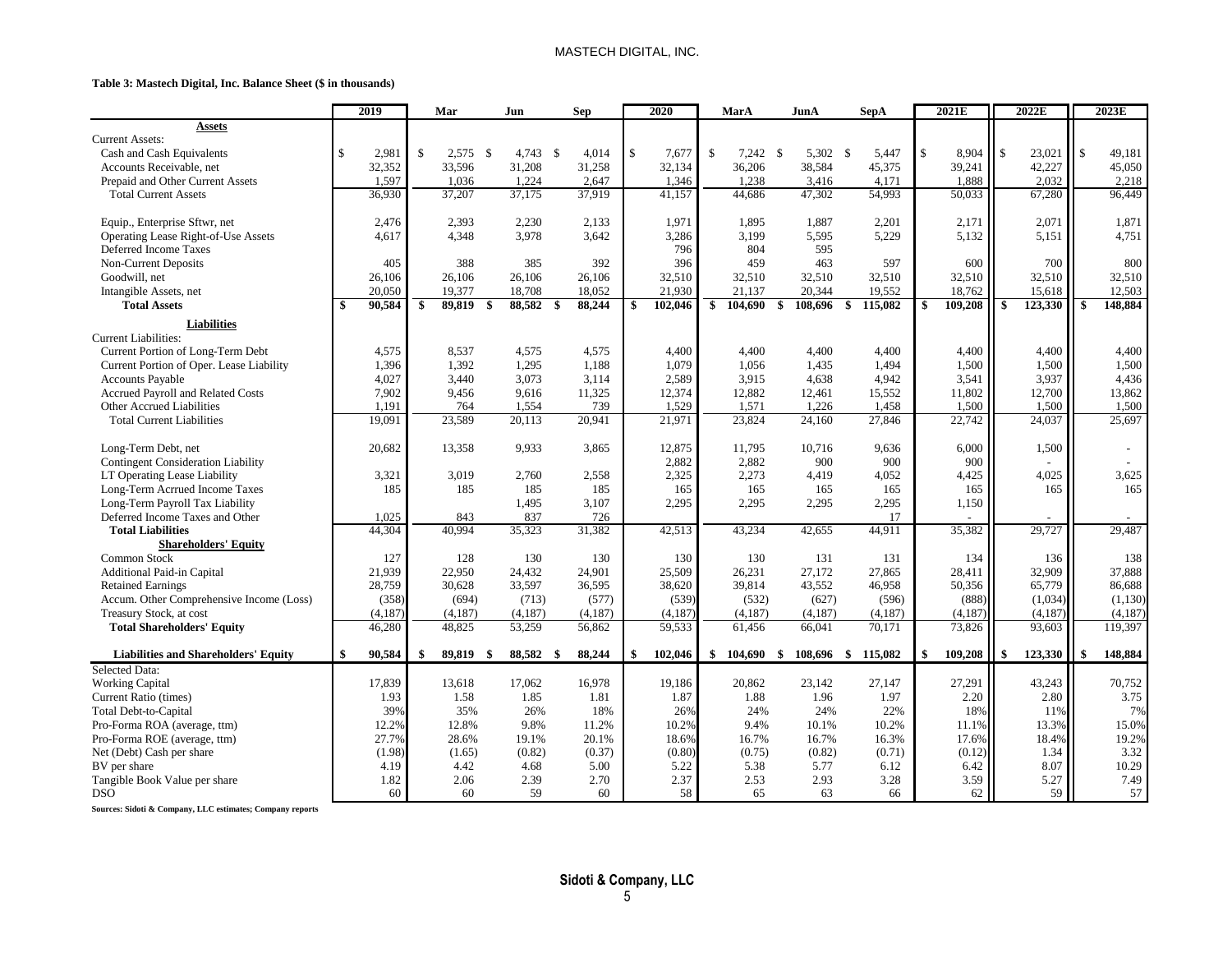**Table 3: Mastech Digital, Inc. Balance Sheet ($ in thousands)**

| | 2019 | Mar | Jun | Sep | 2020 | MarA | JunA | SepA | 2021E | 2022E | 2023E |
|---|---|---|---|---|---|---|---|---|---|---|---|
| **Assets** | | | | | | | | | | | |
| Current Assets: | | | | | | | | | | | |
| Cash and Cash Equivalents | $ 2,981 | $ 2,575 | $ 4,743 | $ 4,014 | $ 7,677 | $ 7,242 | $ 5,302 | $ 5,447 | $ 8,904 | $ 23,021 | $ 49,181 |
| Accounts Receivable, net | 32,352 | 33,596 | 31,208 | 31,258 | 32,134 | 36,206 | 38,584 | 45,375 | 39,241 | 42,227 | 45,050 |
| Prepaid and Other Current Assets | 1,597 | 1,036 | 1,224 | 2,647 | 1,346 | 1,238 | 3,416 | 4,171 | 1,888 | 2,032 | 2,218 |
| Total Current Assets | 36,930 | 37,207 | 37,175 | 37,919 | 41,157 | 44,686 | 47,302 | 54,993 | 50,033 | 67,280 | 96,449 |
| Equip., Enterprise Sftwr, net | 2,476 | 2,393 | 2,230 | 2,133 | 1,971 | 1,895 | 1,887 | 2,201 | 2,171 | 2,071 | 1,871 |
| Operating Lease Right-of-Use Assets | 4,617 | 4,348 | 3,978 | 3,642 | 3,286 | 3,199 | 5,595 | 5,229 | 5,132 | 5,151 | 4,751 |
| Deferred Income Taxes | | | | | 796 | 804 | 595 | | | | |
| Non-Current Deposits | 405 | 388 | 385 | 392 | 396 | 459 | 463 | 597 | 600 | 700 | 800 |
| Goodwill, net | 26,106 | 26,106 | 26,106 | 26,106 | 32,510 | 32,510 | 32,510 | 32,510 | 32,510 | 32,510 | 32,510 |
| Intangible Assets, net | 20,050 | 19,377 | 18,708 | 18,052 | 21,930 | 21,137 | 20,344 | 19,552 | 18,762 | 15,618 | 12,503 |
| **Total Assets** | **$ 90,584** | **$ 89,819** | **$ 88,582** | **$ 88,244** | **$ 102,046** | **$ 104,690** | **$ 108,696** | **$ 115,082** | **$ 109,208** | **$ 123,330** | **$ 148,884** |
| **Liabilities** | | | | | | | | | | | |
| Current Liabilities: | | | | | | | | | | | |
| Current Portion of Long-Term Debt | 4,575 | 8,537 | 4,575 | 4,575 | 4,400 | 4,400 | 4,400 | 4,400 | 4,400 | 4,400 | 4,400 |
| Current Portion of Oper. Lease Liability | 1,396 | 1,392 | 1,295 | 1,188 | 1,079 | 1,056 | 1,435 | 1,494 | 1,500 | 1,500 | 1,500 |
| Accounts Payable | 4,027 | 3,440 | 3,073 | 3,114 | 2,589 | 3,915 | 4,638 | 4,942 | 3,541 | 3,937 | 4,436 |
| Accrued Payroll and Related Costs | 7,902 | 9,456 | 9,616 | 11,325 | 12,374 | 12,882 | 12,461 | 15,552 | 11,802 | 12,700 | 13,862 |
| Other Accrued Liabilities | 1,191 | 764 | 1,554 | 739 | 1,529 | 1,571 | 1,226 | 1,458 | 1,500 | 1,500 | 1,500 |
| Total Current Liabilities | 19,091 | 23,589 | 20,113 | 20,941 | 21,971 | 23,824 | 24,160 | 27,846 | 22,742 | 24,037 | 25,697 |
| Long-Term Debt, net | 20,682 | 13,358 | 9,933 | 3,865 | 12,875 | 11,795 | 10,716 | 9,636 | 6,000 | 1,500 | - |
| Contingent Consideration Liability | | | | | 2,882 | 2,882 | 900 | 900 | 900 | - | - |
| LT Operating Lease Liability | 3,321 | 3,019 | 2,760 | 2,558 | 2,325 | 2,273 | 4,419 | 4,052 | 4,425 | 4,025 | 3,625 |
| Long-Term Acrrued Income Taxes | 185 | 185 | 185 | 185 | 165 | 165 | 165 | 165 | 165 | 165 | 165 |
| Long-Term Payroll Tax Liability | | | 1,495 | 3,107 | 2,295 | 2,295 | 2,295 | 2,295 | 1,150 | | |
| Deferred Income Taxes and Other | 1,025 | 843 | 837 | 726 | | | | 17 | - | - | - |
| **Total Liabilities** | 44,304 | 40,994 | 35,323 | 31,382 | 42,513 | 43,234 | 42,655 | 44,911 | 35,382 | 29,727 | 29,487 |
| **Shareholders' Equity** | | | | | | | | | | | |
| Common Stock | 127 | 128 | 130 | 130 | 130 | 130 | 131 | 131 | 134 | 136 | 138 |
| Additional Paid-in Capital | 21,939 | 22,950 | 24,432 | 24,901 | 25,509 | 26,231 | 27,172 | 27,865 | 28,411 | 32,909 | 37,888 |
| Retained Earnings | 28,759 | 30,628 | 33,597 | 36,595 | 38,620 | 39,814 | 43,552 | 46,958 | 50,356 | 65,779 | 86,688 |
| Accum. Other Comprehensive Income (Loss) | (358) | (694) | (713) | (577) | (539) | (532) | (627) | (596) | (888) | (1,034) | (1,130) |
| Treasury Stock, at cost | (4,187) | (4,187) | (4,187) | (4,187) | (4,187) | (4,187) | (4,187) | (4,187) | (4,187) | (4,187) | (4,187) |
| **Total Shareholders' Equity** | 46,280 | 48,825 | 53,259 | 56,862 | 59,533 | 61,456 | 66,041 | 70,171 | 73,826 | 93,603 | 119,397 |
| **Liabilities and Shareholders' Equity** | **$ 90,584** | **$ 89,819** | **$ 88,582** | **$ 88,244** | **$ 102,046** | **$ 104,690** | **$ 108,696** | **$ 115,082** | **$ 109,208** | **$ 123,330** | **$ 148,884** |
| Selected Data: | | | | | | | | | | | |
| Working Capital | 17,839 | 13,618 | 17,062 | 16,978 | 19,186 | 20,862 | 23,142 | 27,147 | 27,291 | 43,243 | 70,752 |
| Current Ratio (times) | 1.93 | 1.58 | 1.85 | 1.81 | 1.87 | 1.88 | 1.96 | 1.97 | 2.20 | 2.80 | 3.75 |
| Total Debt-to-Capital | 39% | 35% | 26% | 18% | 26% | 24% | 24% | 22% | 18% | 11% | 7% |
| Pro-Forma ROA (average, ttm) | 12.2% | 12.8% | 9.8% | 11.2% | 10.2% | 9.4% | 10.1% | 10.2% | 11.1% | 13.3% | 15.0% |
| Pro-Forma ROE (average, ttm) | 27.7% | 28.6% | 19.1% | 20.1% | 18.6% | 16.7% | 16.7% | 16.3% | 17.6% | 18.4% | 19.2% |
| Net (Debt) Cash per share | (1.98) | (1.65) | (0.82) | (0.37) | (0.80) | (0.75) | (0.82) | (0.71) | (0.12) | 1.34 | 3.32 |
| BV per share | 4.19 | 4.42 | 4.68 | 5.00 | 5.22 | 5.38 | 5.77 | 6.12 | 6.42 | 8.07 | 10.29 |
| Tangible Book Value per share | 1.82 | 2.06 | 2.39 | 2.70 | 2.37 | 2.53 | 2.93 | 3.28 | 3.59 | 5.27 | 7.49 |
| DSO | 60 | 60 | 59 | 60 | 58 | 65 | 63 | 66 | 62 | 59 | 57 |

**Sources: Sidoti & Company, LLC estimates; Company reports**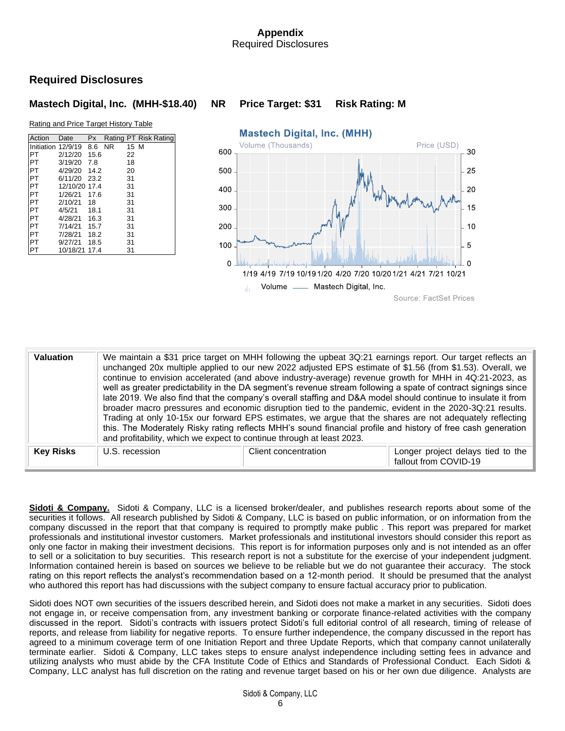## Appendix

Required Disclosures

## Required Disclosures

### Mastech Digital, Inc. (MHH-$18.40) NR Price Target: $31 Risk Rating: M

Rating and Price Target History Table

| Action | Date | Px | Rating | PT | Risk Rating |
|---|---|---|---|---|---|
| Initiation | 12/9/19 | 8.6 | NR | 15 | M |
| PT | 2/12/20 | 15.6 | | 22 | |
| PT | 3/19/20 | 7.8 | | 18 | |
| PT | 4/29/20 | 14.2 | | 20 | |
| PT | 6/11/20 | 23.2 | | 31 | |
| PT | 12/10/20 | 17.4 | | 31 | |
| PT | 1/26/21 | 17.6 | | 31 | |
| PT | 2/10/21 | 18 | | 31 | |
| PT | 4/5/21 | 18.1 | | 31 | |
| PT | 4/28/21 | 16.3 | | 31 | |
| PT | 7/14/21 | 15.7 | | 31 | |
| PT | 7/28/21 | 18.2 | | 31 | |
| PT | 9/27/21 | 18.5 | | 31 | |
| PT | 10/18/21 | 17.4 | | 31 | |

Mastech Digital, Inc. (MHH)

Volume (Thousands) — Price (USD)

Volume —— Mastech Digital, Inc.

Source: FactSet Prices

| | | | |
|---|---|---|---|
| **Valuation** | We maintain a $31 price target on MHH following the upbeat 3Q:21 earnings report. Our target reflects an unchanged 20x multiple applied to our new 2022 adjusted EPS estimate of $1.56 (from $1.53). Overall, we continue to envision accelerated (and above industry-average) revenue growth for MHH in 4Q:21-2023, as well as greater predictability in the DA segment's revenue stream following a spate of contract signings since late 2019. We also find that the company's overall staffing and D&A model should continue to insulate it from broader macro pressures and economic disruption tied to the pandemic, evident in the 2020-3Q:21 results. Trading at only 10-15x our forward EPS estimates, we argue that the shares are not adequately reflecting this. The Moderately Risky rating reflects MHH's sound financial profile and history of free cash generation and profitability, which we expect to continue through at least 2023. | | |
| **Key Risks** | U.S. recession | Client concentration | Longer project delays tied to the fallout from COVID-19 |

**Sidoti & Company.** Sidoti & Company, LLC is a licensed broker/dealer, and publishes research reports about some of the securities it follows. All research published by Sidoti & Company, LLC is based on public information, or on information from the company discussed in the report that that company is required to promptly make public . This report was prepared for market professionals and institutional investor customers. Market professionals and institutional investors should consider this report as only one factor in making their investment decisions. This report is for information purposes only and is not intended as an offer to sell or a solicitation to buy securities. This research report is not a substitute for the exercise of your independent judgment. Information contained herein is based on sources we believe to be reliable but we do not guarantee their accuracy. The stock rating on this report reflects the analyst's recommendation based on a 12-month period. It should be presumed that the analyst who authored this report has had discussions with the subject company to ensure factual accuracy prior to publication.

Sidoti does NOT own securities of the issuers described herein, and Sidoti does not make a market in any securities. Sidoti does not engage in, or receive compensation from, any investment banking or corporate finance-related activities with the company discussed in the report. Sidoti's contracts with issuers protect Sidoti's full editorial control of all research, timing of release of reports, and release from liability for negative reports. To ensure further independence, the company discussed in the report has agreed to a minimum coverage term of one Initiation Report and three Update Reports, which that company cannot unilaterally terminate earlier. Sidoti & Company, LLC takes steps to ensure analyst independence including setting fees in advance and utilizing analysts who must abide by the CFA Institute Code of Ethics and Standards of Professional Conduct. Each Sidoti & Company, LLC analyst has full discretion on the rating and revenue target based on his or her own due diligence. Analysts are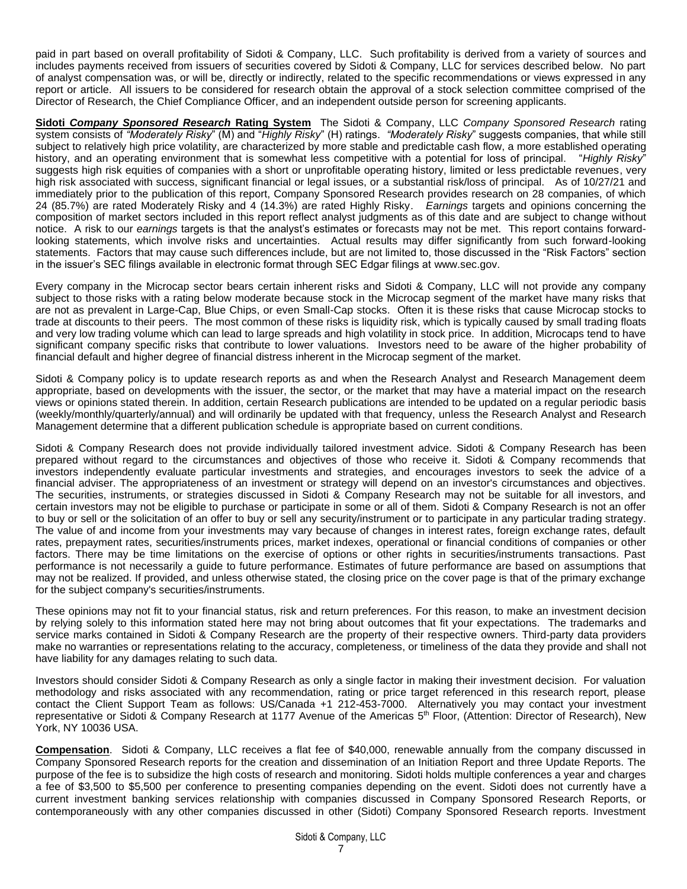paid in part based on overall profitability of Sidoti & Company, LLC. Such profitability is derived from a variety of sources and includes payments received from issuers of securities covered by Sidoti & Company, LLC for services described below. No part of analyst compensation was, or will be, directly or indirectly, related to the specific recommendations or views expressed in any report or article. All issuers to be considered for research obtain the approval of a stock selection committee comprised of the Director of Research, the Chief Compliance Officer, and an independent outside person for screening applicants.

**Sidoti *Company Sponsored Research* Rating System** The Sidoti & Company, LLC *Company Sponsored Research* rating system consists of *"Moderately Risky"* (M) and "*Highly Risky*" (H) ratings. *"Moderately Risky*" suggests companies, that while still subject to relatively high price volatility, are characterized by more stable and predictable cash flow, a more established operating history, and an operating environment that is somewhat less competitive with a potential for loss of principal. "*Highly Risky*" suggests high risk equities of companies with a short or unprofitable operating history, limited or less predictable revenues, very high risk associated with success, significant financial or legal issues, or a substantial risk/loss of principal. As of 10/27/21 and immediately prior to the publication of this report, Company Sponsored Research provides research on 28 companies, of which 24 (85.7%) are rated Moderately Risky and 4 (14.3%) are rated Highly Risky. *Earnings* targets and opinions concerning the composition of market sectors included in this report reflect analyst judgments as of this date and are subject to change without notice. A risk to our *earnings* targets is that the analyst's estimates or forecasts may not be met. This report contains forward-looking statements, which involve risks and uncertainties. Actual results may differ significantly from such forward-looking statements. Factors that may cause such differences include, but are not limited to, those discussed in the "Risk Factors" section in the issuer's SEC filings available in electronic format through SEC Edgar filings at www.sec.gov.

Every company in the Microcap sector bears certain inherent risks and Sidoti & Company, LLC will not provide any company subject to those risks with a rating below moderate because stock in the Microcap segment of the market have many risks that are not as prevalent in Large-Cap, Blue Chips, or even Small-Cap stocks. Often it is these risks that cause Microcap stocks to trade at discounts to their peers. The most common of these risks is liquidity risk, which is typically caused by small trading floats and very low trading volume which can lead to large spreads and high volatility in stock price. In addition, Microcaps tend to have significant company specific risks that contribute to lower valuations. Investors need to be aware of the higher probability of financial default and higher degree of financial distress inherent in the Microcap segment of the market.

Sidoti & Company policy is to update research reports as and when the Research Analyst and Research Management deem appropriate, based on developments with the issuer, the sector, or the market that may have a material impact on the research views or opinions stated therein. In addition, certain Research publications are intended to be updated on a regular periodic basis (weekly/monthly/quarterly/annual) and will ordinarily be updated with that frequency, unless the Research Analyst and Research Management determine that a different publication schedule is appropriate based on current conditions.

Sidoti & Company Research does not provide individually tailored investment advice. Sidoti & Company Research has been prepared without regard to the circumstances and objectives of those who receive it. Sidoti & Company recommends that investors independently evaluate particular investments and strategies, and encourages investors to seek the advice of a financial adviser. The appropriateness of an investment or strategy will depend on an investor's circumstances and objectives. The securities, instruments, or strategies discussed in Sidoti & Company Research may not be suitable for all investors, and certain investors may not be eligible to purchase or participate in some or all of them. Sidoti & Company Research is not an offer to buy or sell or the solicitation of an offer to buy or sell any security/instrument or to participate in any particular trading strategy. The value of and income from your investments may vary because of changes in interest rates, foreign exchange rates, default rates, prepayment rates, securities/instruments prices, market indexes, operational or financial conditions of companies or other factors. There may be time limitations on the exercise of options or other rights in securities/instruments transactions. Past performance is not necessarily a guide to future performance. Estimates of future performance are based on assumptions that may not be realized. If provided, and unless otherwise stated, the closing price on the cover page is that of the primary exchange for the subject company's securities/instruments.

These opinions may not fit to your financial status, risk and return preferences. For this reason, to make an investment decision by relying solely to this information stated here may not bring about outcomes that fit your expectations. The trademarks and service marks contained in Sidoti & Company Research are the property of their respective owners. Third-party data providers make no warranties or representations relating to the accuracy, completeness, or timeliness of the data they provide and shall not have liability for any damages relating to such data.

Investors should consider Sidoti & Company Research as only a single factor in making their investment decision. For valuation methodology and risks associated with any recommendation, rating or price target referenced in this research report, please contact the Client Support Team as follows: US/Canada +1 212-453-7000. Alternatively you may contact your investment representative or Sidoti & Company Research at 1177 Avenue of the Americas 5th Floor, (Attention: Director of Research), New York, NY 10036 USA.

**Compensation**. Sidoti & Company, LLC receives a flat fee of $40,000, renewable annually from the company discussed in Company Sponsored Research reports for the creation and dissemination of an Initiation Report and three Update Reports. The purpose of the fee is to subsidize the high costs of research and monitoring. Sidoti holds multiple conferences a year and charges a fee of $3,500 to $5,500 per conference to presenting companies depending on the event. Sidoti does not currently have a current investment banking services relationship with companies discussed in Company Sponsored Research Reports, or contemporaneously with any other companies discussed in other (Sidoti) Company Sponsored Research reports. Investment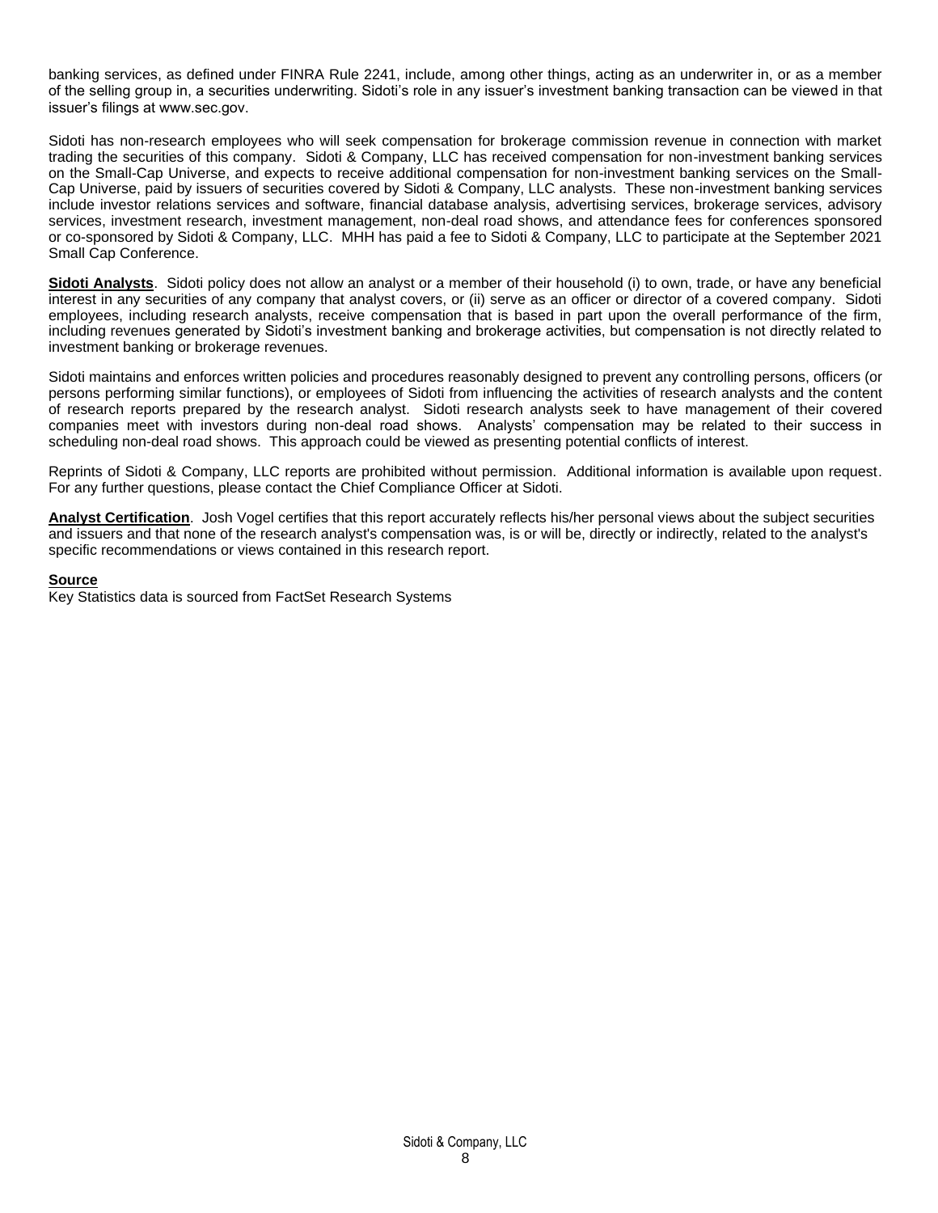banking services, as defined under FINRA Rule 2241, include, among other things, acting as an underwriter in, or as a member of the selling group in, a securities underwriting. Sidoti's role in any issuer's investment banking transaction can be viewed in that issuer's filings at www.sec.gov.

Sidoti has non-research employees who will seek compensation for brokerage commission revenue in connection with market trading the securities of this company. Sidoti & Company, LLC has received compensation for non-investment banking services on the Small-Cap Universe, and expects to receive additional compensation for non-investment banking services on the Small-Cap Universe, paid by issuers of securities covered by Sidoti & Company, LLC analysts. These non-investment banking services include investor relations services and software, financial database analysis, advertising services, brokerage services, advisory services, investment research, investment management, non-deal road shows, and attendance fees for conferences sponsored or co-sponsored by Sidoti & Company, LLC. MHH has paid a fee to Sidoti & Company, LLC to participate at the September 2021 Small Cap Conference.

**Sidoti Analysts**. Sidoti policy does not allow an analyst or a member of their household (i) to own, trade, or have any beneficial interest in any securities of any company that analyst covers, or (ii) serve as an officer or director of a covered company. Sidoti employees, including research analysts, receive compensation that is based in part upon the overall performance of the firm, including revenues generated by Sidoti's investment banking and brokerage activities, but compensation is not directly related to investment banking or brokerage revenues.

Sidoti maintains and enforces written policies and procedures reasonably designed to prevent any controlling persons, officers (or persons performing similar functions), or employees of Sidoti from influencing the activities of research analysts and the content of research reports prepared by the research analyst. Sidoti research analysts seek to have management of their covered companies meet with investors during non-deal road shows. Analysts' compensation may be related to their success in scheduling non-deal road shows. This approach could be viewed as presenting potential conflicts of interest.

Reprints of Sidoti & Company, LLC reports are prohibited without permission. Additional information is available upon request. For any further questions, please contact the Chief Compliance Officer at Sidoti.

**Analyst Certification**. Josh Vogel certifies that this report accurately reflects his/her personal views about the subject securities and issuers and that none of the research analyst's compensation was, is or will be, directly or indirectly, related to the analyst's specific recommendations or views contained in this research report.

**Source**

Key Statistics data is sourced from FactSet Research Systems